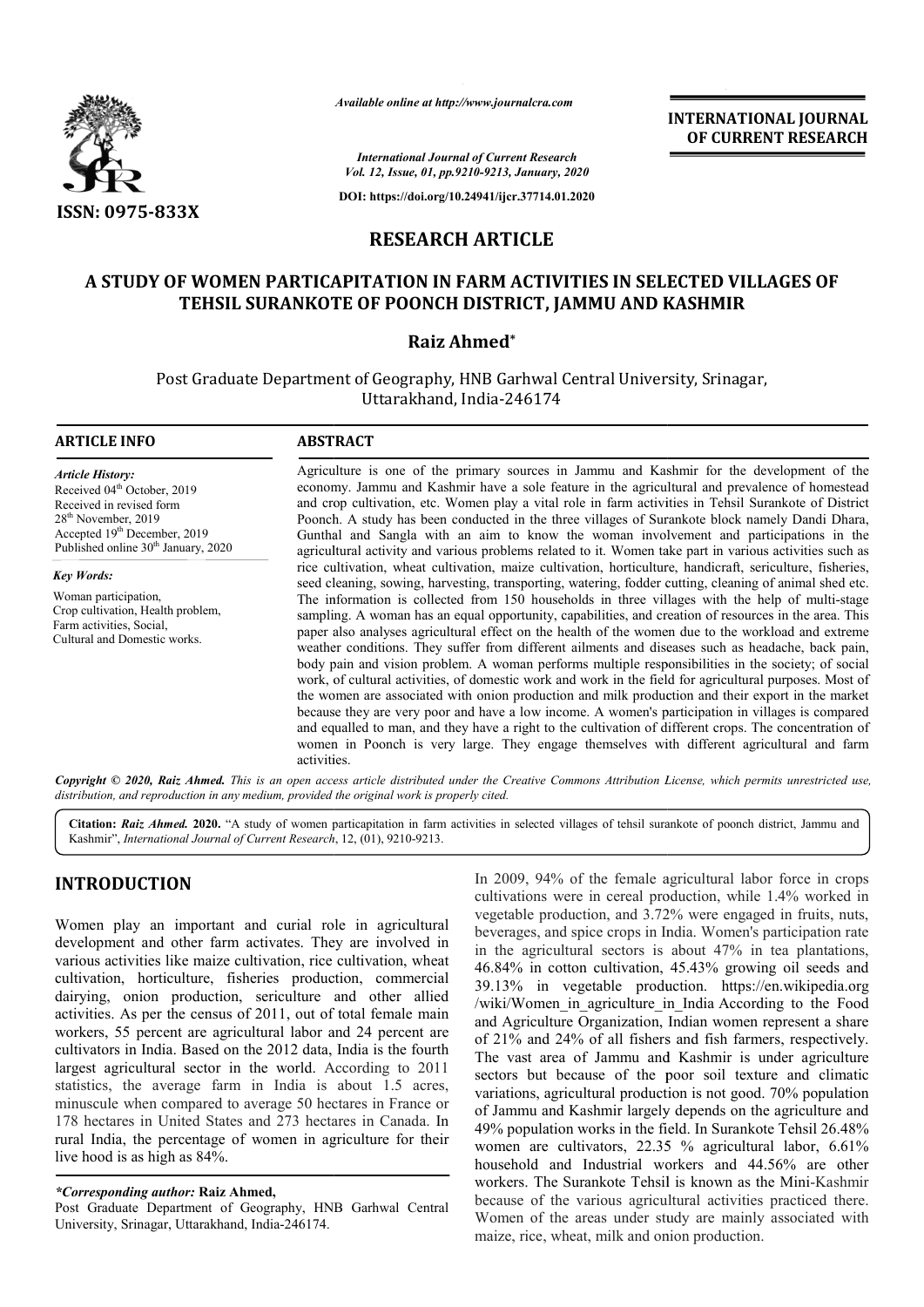*Available online at http://www.journalcra.com*

*International Journal of Current Research*
*Vol. 12, Issue, 01, pp.9210-9213, January, 2020*

**DOI: https://doi.org/10.24941/ijcr.37714.01.2020**

**INTERNATIONAL JOURNAL OF CURRENT RESEARCH**

**ISSN: 0975-833X**

## RESEARCH ARTICLE

# A STUDY OF WOMEN PARTICAPITATION IN FARM ACTIVITIES IN SELECTED VILLAGES OF TEHSIL SURANKOTE OF POONCH DISTRICT, JAMMU AND KASHMIR

**Raiz Ahmed***

Post Graduate Department of Geography, HNB Garhwal Central University, Srinagar, Uttarakhand, India-246174

### ARTICLE INFO

*Article History:*
Received 04th October, 2019
Received in revised form
28th November, 2019
Accepted 19th December, 2019
Published online 30th January, 2020

*Key Words:*
Woman participation,
Crop cultivation, Health problem,
Farm activities, Social,
Cultural and Domestic works.

### ABSTRACT

Agriculture is one of the primary sources in Jammu and Kashmir for the development of the economy. Jammu and Kashmir have a sole feature in the agricultural and prevalence of homestead and crop cultivation, etc. Women play a vital role in farm activities in Tehsil Surankote of District Poonch. A study has been conducted in the three villages of Surankote block namely Dandi Dhara, Gunthal and Sangla with an aim to know the woman involvement and participations in the agricultural activity and various problems related to it. Women take part in various activities such as rice cultivation, wheat cultivation, maize cultivation, horticulture, handicraft, sericulture, fisheries, seed cleaning, sowing, harvesting, transporting, watering, fodder cutting, cleaning of animal shed etc. The information is collected from 150 households in three villages with the help of multi-stage sampling. A woman has an equal opportunity, capabilities, and creation of resources in the area. This paper also analyses agricultural effect on the health of the women due to the workload and extreme weather conditions. They suffer from different ailments and diseases such as headache, back pain, body pain and vision problem. A woman performs multiple responsibilities in the society; of social work, of cultural activities, of domestic work and work in the field for agricultural purposes. Most of the women are associated with onion production and milk production and their export in the market because they are very poor and have a low income. A women's participation in villages is compared and equalled to man, and they have a right to the cultivation of different crops. The concentration of women in Poonch is very large. They engage themselves with different agricultural and farm activities.

*Copyright © 2020, Raiz Ahmed. This is an open access article distributed under the Creative Commons Attribution License, which permits unrestricted use, distribution, and reproduction in any medium, provided the original work is properly cited.*

**Citation:** *Raiz Ahmed.* **2020.** "A study of women particapitation in farm activities in selected villages of tehsil surankote of poonch district, Jammu and Kashmir", *International Journal of Current Research*, 12, (01), 9210-9213.

## INTRODUCTION

Women play an important and curial role in agricultural development and other farm activates. They are involved in various activities like maize cultivation, rice cultivation, wheat cultivation, horticulture, fisheries production, commercial dairying, onion production, sericulture and other allied activities. As per the census of 2011, out of total female main workers, 55 percent are agricultural labor and 24 percent are cultivators in India. Based on the 2012 data, India is the fourth largest agricultural sector in the world. According to 2011 statistics, the average farm in India is about 1.5 acres, minuscule when compared to average 50 hectares in France or 178 hectares in United States and 273 hectares in Canada. In rural India, the percentage of women in agriculture for their live hood is as high as 84%.

In 2009, 94% of the female agricultural labor force in crops cultivations were in cereal production, while 1.4% worked in vegetable production, and 3.72% were engaged in fruits, nuts, beverages, and spice crops in India. Women's participation rate in the agricultural sectors is about 47% in tea plantations, 46.84% in cotton cultivation, 45.43% growing oil seeds and 39.13% in vegetable production. https://en.wikipedia.org/wiki/Women_in_agriculture_in_India According to the Food and Agriculture Organization, Indian women represent a share of 21% and 24% of all fishers and fish farmers, respectively. The vast area of Jammu and Kashmir is under agriculture sectors but because of the poor soil texture and climatic variations, agricultural production is not good. 70% population of Jammu and Kashmir largely depends on the agriculture and 49% population works in the field. In Surankote Tehsil 26.48% women are cultivators, 22.35 % agricultural labor, 6.61% household and Industrial workers and 44.56% are other workers. The Surankote Tehsil is known as the Mini-Kashmir because of the various agricultural activities practiced there. Women of the areas under study are mainly associated with maize, rice, wheat, milk and onion production.

**\*Corresponding author: Raiz Ahmed,**
Post Graduate Department of Geography, HNB Garhwal Central University, Srinagar, Uttarakhand, India-246174.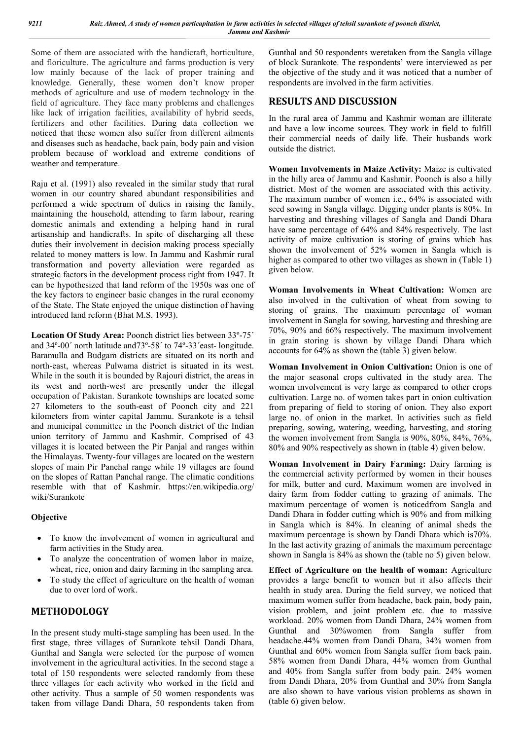Some of them are associated with the handicraft, horticulture, and floriculture. The agriculture and farms production is very low mainly because of the lack of proper training and knowledge. Generally, these women don't know proper methods of agriculture and use of modern technology in the field of agriculture. They face many problems and challenges like lack of irrigation facilities, availability of hybrid seeds, fertilizers and other facilities. During data collection we noticed that these women also suffer from different ailments and diseases such as headache, back pain, body pain and vision problem because of workload and extreme conditions of weather and temperature.

Raju et al. (1991) also revealed in the similar study that rural women in our country shared abundant responsibilities and performed a wide spectrum of duties in raising the family, maintaining the household, attending to farm labour, rearing domestic animals and extending a helping hand in rural artisanship and handicrafts. In spite of discharging all these duties their involvement in decision making process specially related to money matters is low. In Jammu and Kashmir rural transformation and poverty alleviation were regarded as strategic factors in the development process right from 1947. It can be hypothesized that land reform of the 1950s was one of the key factors to engineer basic changes in the rural economy of the State. The State enjoyed the unique distinction of having introduced land reform (Bhat M.S. 1993).

**Location Of Study Area:** Poonch district lies between 33º-75´ and 34º-00´ north latitude and73º-58´ to 74º-33´east- longitude. Baramulla and Budgam districts are situated on its north and north-east, whereas Pulwama district is situated in its west. While in the south it is bounded by Rajouri district, the areas in its west and north-west are presently under the illegal occupation of Pakistan. Surankote townships are located some 27 kilometers to the south-east of Poonch city and 221 kilometers from winter capital Jammu. Surankote is a tehsil and municipal committee in the Poonch district of the Indian union territory of Jammu and Kashmir. Comprised of 43 villages it is located between the Pir Panjal and ranges within the Himalayas. Twenty-four villages are located on the western slopes of main Pir Panchal range while 19 villages are found on the slopes of Rattan Panchal range. The climatic conditions resemble with that of Kashmir. https://en.wikipedia.org/wiki/Surankote

**Objective**

- To know the involvement of women in agricultural and farm activities in the Study area.
- To analyze the concentration of women labor in maize, wheat, rice, onion and dairy farming in the sampling area.
- To study the effect of agriculture on the health of woman due to over lord of work.

## METHODOLOGY

In the present study multi-stage sampling has been used. In the first stage, three villages of Surankote tehsil Dandi Dhara, Gunthal and Sangla were selected for the purpose of women involvement in the agricultural activities. In the second stage a total of 150 respondents were selected randomly from these three villages for each activity who worked in the field and other activity. Thus a sample of 50 women respondents was taken from village Dandi Dhara, 50 respondents taken from Gunthal and 50 respondents weretaken from the Sangla village of block Surankote. The respondents' were interviewed as per the objective of the study and it was noticed that a number of respondents are involved in the farm activities.

## RESULTS AND DISCUSSION

In the rural area of Jammu and Kashmir woman are illiterate and have a low income sources. They work in field to fulfill their commercial needs of daily life. Their husbands work outside the district.

**Women Involvements in Maize Activity:** Maize is cultivated in the hilly area of Jammu and Kashmir. Poonch is also a hilly district. Most of the women are associated with this activity. The maximum number of women i.e., 64% is associated with seed sowing in Sangla village. Digging under plants is 80%. In harvesting and threshing villages of Sangla and Dandi Dhara have same percentage of 64% and 84% respectively. The last activity of maize cultivation is storing of grains which has shown the involvement of 52% women in Sangla which is higher as compared to other two villages as shown in (Table 1) given below.

**Woman Involvements in Wheat Cultivation:** Women are also involved in the cultivation of wheat from sowing to storing of grains. The maximum percentage of woman involvement in Sangla for sowing, harvesting and threshing are 70%, 90% and 66% respectively. The maximum involvement in grain storing is shown by village Dandi Dhara which accounts for 64% as shown the (table 3) given below.

**Woman Involvement in Onion Cultivation:** Onion is one of the major seasonal crops cultivated in the study area. The women involvement is very large as compared to other crops cultivation. Large no. of women takes part in onion cultivation from preparing of field to storing of onion. They also export large no. of onion in the market. In activities such as field preparing, sowing, watering, weeding, harvesting, and storing the women involvement from Sangla is 90%, 80%, 84%, 76%, 80% and 90% respectively as shown in (table 4) given below.

**Woman Involvement in Dairy Farming:** Dairy farming is the commercial activity performed by women in their houses for milk, butter and curd. Maximum women are involved in dairy farm from fodder cutting to grazing of animals. The maximum percentage of women is noticedfrom Sangla and Dandi Dhara in fodder cutting which is 90% and from milking in Sangla which is 84%. In cleaning of animal sheds the maximum percentage is shown by Dandi Dhara which is70%. In the last activity grazing of animals the maximum percentage shown in Sangla is 84% as shown the (table no 5) given below.

**Effect of Agriculture on the health of woman:** Agriculture provides a large benefit to women but it also affects their health in study area. During the field survey, we noticed that maximum women suffer from headache, back pain, body pain, vision problem, and joint problem etc. due to massive workload. 20% women from Dandi Dhara, 24% women from Gunthal and 30%women from Sangla suffer from headache.44% women from Dandi Dhara, 34% women from Gunthal and 60% women from Sangla suffer from back pain. 58% women from Dandi Dhara, 44% women from Gunthal and 40% from Sangla suffer from body pain. 24% women from Dandi Dhara, 20% from Gunthal and 30% from Sangla are also shown to have various vision problems as shown in (table 6) given below.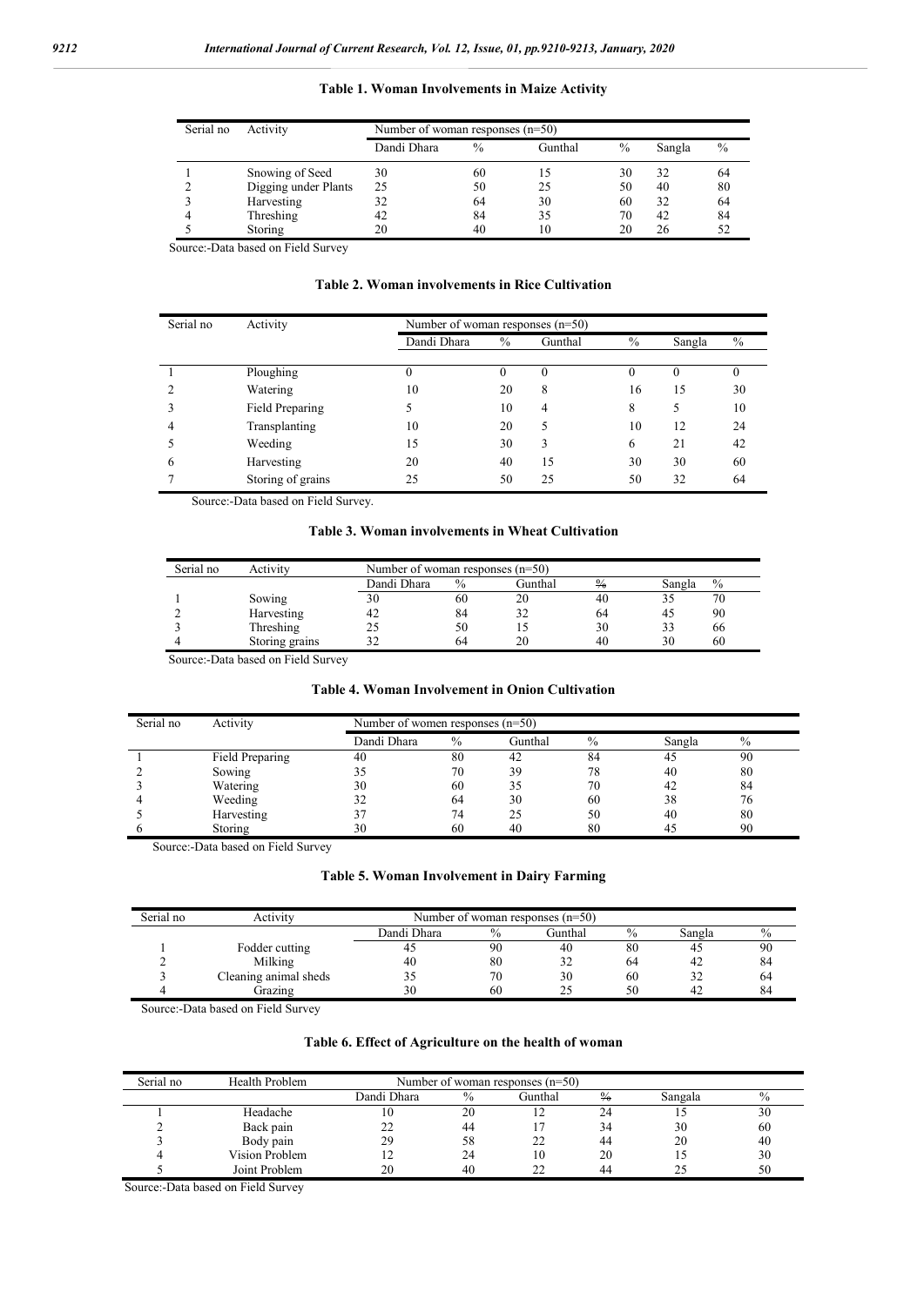**Table 1. Woman Involvements in Maize Activity**

| Serial no | Activity | Number of woman responses (n=50) | | | | | |
|---|---|---|---|---|---|---|---|
| | | Dandi Dhara | % | Gunthal | % | Sangla | % |
| 1 | Snowing of Seed | 30 | 60 | 15 | 30 | 32 | 64 |
| 2 | Digging under Plants | 25 | 50 | 25 | 50 | 40 | 80 |
| 3 | Harvesting | 32 | 64 | 30 | 60 | 32 | 64 |
| 4 | Threshing | 42 | 84 | 35 | 70 | 42 | 84 |
| 5 | Storing | 20 | 40 | 10 | 20 | 26 | 52 |

Source:-Data based on Field Survey

**Table 2. Woman involvements in Rice Cultivation**

| Serial no | Activity | Number of woman responses (n=50) | | | | | |
|---|---|---|---|---|---|---|---|
| | | Dandi Dhara | % | Gunthal | % | Sangla | % |
| 1 | Ploughing | 0 | 0 | 0 | 0 | 0 | 0 |
| 2 | Watering | 10 | 20 | 8 | 16 | 15 | 30 |
| 3 | Field Preparing | 5 | 10 | 4 | 8 | 5 | 10 |
| 4 | Transplanting | 10 | 20 | 5 | 10 | 12 | 24 |
| 5 | Weeding | 15 | 30 | 3 | 6 | 21 | 42 |
| 6 | Harvesting | 20 | 40 | 15 | 30 | 30 | 60 |
| 7 | Storing of grains | 25 | 50 | 25 | 50 | 32 | 64 |

Source:-Data based on Field Survey.

**Table 3. Woman involvements in Wheat Cultivation**

| Serial no | Activity | Number of woman responses (n=50) | | | | | |
|---|---|---|---|---|---|---|---|
| | | Dandi Dhara | % | Gunthal | % | Sangla | % |
| 1 | Sowing | 30 | 60 | 20 | 40 | 35 | 70 |
| 2 | Harvesting | 42 | 84 | 32 | 64 | 45 | 90 |
| 3 | Threshing | 25 | 50 | 15 | 30 | 33 | 66 |
| 4 | Storing grains | 32 | 64 | 20 | 40 | 30 | 60 |

Source:-Data based on Field Survey

**Table 4. Woman Involvement in Onion Cultivation**

| Serial no | Activity | Number of women responses (n=50) | | | | | |
|---|---|---|---|---|---|---|---|
| | | Dandi Dhara | % | Gunthal | % | Sangla | % |
| 1 | Field Preparing | 40 | 80 | 42 | 84 | 45 | 90 |
| 2 | Sowing | 35 | 70 | 39 | 78 | 40 | 80 |
| 3 | Watering | 30 | 60 | 35 | 70 | 42 | 84 |
| 4 | Weeding | 32 | 64 | 30 | 60 | 38 | 76 |
| 5 | Harvesting | 37 | 74 | 25 | 50 | 40 | 80 |
| 6 | Storing | 30 | 60 | 40 | 80 | 45 | 90 |

Source:-Data based on Field Survey

**Table 5. Woman Involvement in Dairy Farming**

| Serial no | Activity | Number of woman responses (n=50) | | | | | |
|---|---|---|---|---|---|---|---|
| | | Dandi Dhara | % | Gunthal | % | Sangla | % |
| 1 | Fodder cutting | 45 | 90 | 40 | 80 | 45 | 90 |
| 2 | Milking | 40 | 80 | 32 | 64 | 42 | 84 |
| 3 | Cleaning animal sheds | 35 | 70 | 30 | 60 | 32 | 64 |
| 4 | Grazing | 30 | 60 | 25 | 50 | 42 | 84 |

Source:-Data based on Field Survey

**Table 6. Effect of Agriculture on the health of woman**

| Serial no | Health Problem | Number of woman responses (n=50) | | | | | |
|---|---|---|---|---|---|---|---|
| | | Dandi Dhara | % | Gunthal | % | Sangala | % |
| 1 | Headache | 10 | 20 | 12 | 24 | 15 | 30 |
| 2 | Back pain | 22 | 44 | 17 | 34 | 30 | 60 |
| 3 | Body pain | 29 | 58 | 22 | 44 | 20 | 40 |
| 4 | Vision Problem | 12 | 24 | 10 | 20 | 15 | 30 |
| 5 | Joint Problem | 20 | 40 | 22 | 44 | 25 | 50 |

Source:-Data based on Field Survey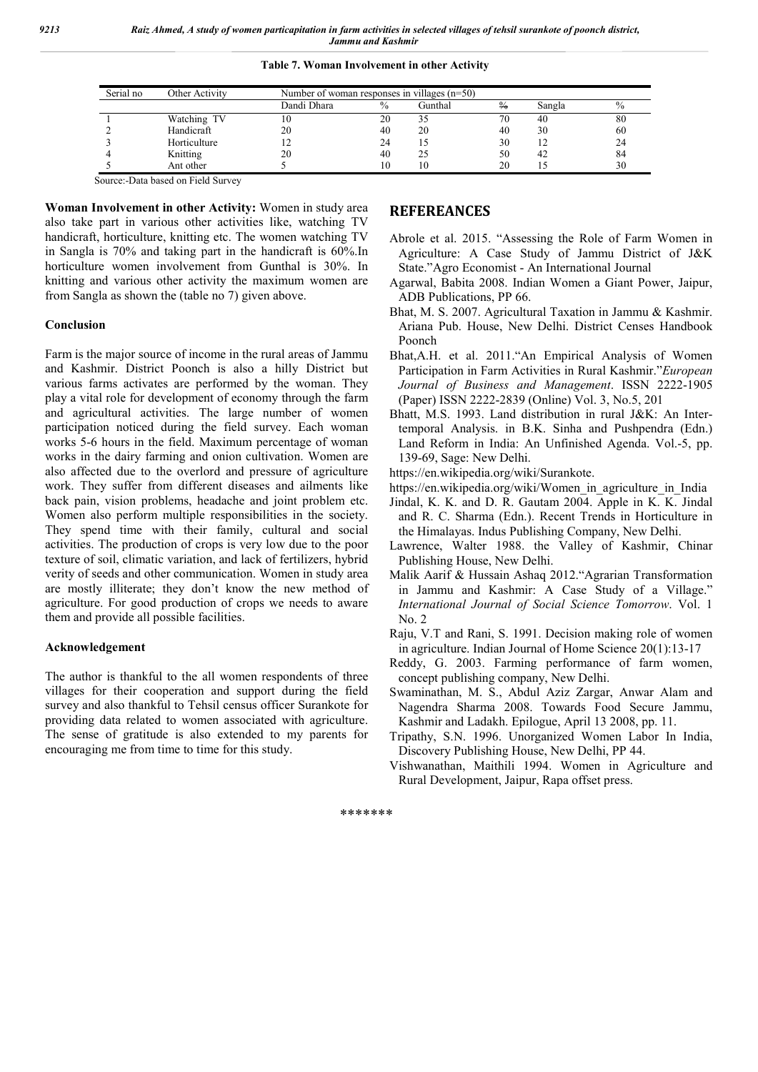**Table 7. Woman Involvement in other Activity**

| Serial no | Other Activity | Number of woman responses in villages (n=50) | | | | | |
|---|---|---|---|---|---|---|---|
| | | Dandi Dhara | % | Gunthal | % | Sangla | % |
| 1 | Watching TV | 10 | 20 | 35 | 70 | 40 | 80 |
| 2 | Handicraft | 20 | 40 | 20 | 40 | 30 | 60 |
| 3 | Horticulture | 12 | 24 | 15 | 30 | 12 | 24 |
| 4 | Knitting | 20 | 40 | 25 | 50 | 42 | 84 |
| 5 | Ant other | 5 | 10 | 10 | 20 | 15 | 30 |

Source:-Data based on Field Survey

**Woman Involvement in other Activity:** Women in study area also take part in various other activities like, watching TV handicraft, horticulture, knitting etc. The women watching TV in Sangla is 70% and taking part in the handicraft is 60%.In horticulture women involvement from Gunthal is 30%. In knitting and various other activity the maximum women are from Sangla as shown the (table no 7) given above.

### Conclusion

Farm is the major source of income in the rural areas of Jammu and Kashmir. District Poonch is also a hilly District but various farms activates are performed by the woman. They play a vital role for development of economy through the farm and agricultural activities. The large number of women participation noticed during the field survey. Each woman works 5-6 hours in the field. Maximum percentage of woman works in the dairy farming and onion cultivation. Women are also affected due to the overlord and pressure of agriculture work. They suffer from different diseases and ailments like back pain, vision problems, headache and joint problem etc. Women also perform multiple responsibilities in the society. They spend time with their family, cultural and social activities. The production of crops is very low due to the poor texture of soil, climatic variation, and lack of fertilizers, hybrid verity of seeds and other communication. Women in study area are mostly illiterate; they don't know the new method of agriculture. For good production of crops we needs to aware them and provide all possible facilities.

### Acknowledgement

The author is thankful to the all women respondents of three villages for their cooperation and support during the field survey and also thankful to Tehsil census officer Surankote for providing data related to women associated with agriculture. The sense of gratitude is also extended to my parents for encouraging me from time to time for this study.

## REFEREANCES

Abrole et al. 2015. "Assessing the Role of Farm Women in Agriculture: A Case Study of Jammu District of J&K State."Agro Economist - An International Journal

Agarwal, Babita 2008. Indian Women a Giant Power, Jaipur, ADB Publications, PP 66.

Bhat, M. S. 2007. Agricultural Taxation in Jammu & Kashmir. Ariana Pub. House, New Delhi. District Censes Handbook Poonch

Bhat,A.H. et al. 2011."An Empirical Analysis of Women Participation in Farm Activities in Rural Kashmir."*European Journal of Business and Management*. ISSN 2222-1905 (Paper) ISSN 2222-2839 (Online) Vol. 3, No.5, 201

Bhatt, M.S. 1993. Land distribution in rural J&K: An Inter-temporal Analysis. in B.K. Sinha and Pushpendra (Edn.) Land Reform in India: An Unfinished Agenda. Vol.-5, pp. 139-69, Sage: New Delhi.

https://en.wikipedia.org/wiki/Surankote.

https://en.wikipedia.org/wiki/Women_in_agriculture_in_India

Jindal, K. K. and D. R. Gautam 2004. Apple in K. K. Jindal and R. C. Sharma (Edn.). Recent Trends in Horticulture in the Himalayas. Indus Publishing Company, New Delhi.

Lawrence, Walter 1988. the Valley of Kashmir, Chinar Publishing House, New Delhi.

Malik Aarif & Hussain Ashaq 2012."Agrarian Transformation in Jammu and Kashmir: A Case Study of a Village." *International Journal of Social Science Tomorrow*. Vol. 1 No. 2

Raju, V.T and Rani, S. 1991. Decision making role of women in agriculture. Indian Journal of Home Science 20(1):13-17

Reddy, G. 2003. Farming performance of farm women, concept publishing company, New Delhi.

Swaminathan, M. S., Abdul Aziz Zargar, Anwar Alam and Nagendra Sharma 2008. Towards Food Secure Jammu, Kashmir and Ladakh. Epilogue, April 13 2008, pp. 11.

Tripathy, S.N. 1996. Unorganized Women Labor In India, Discovery Publishing House, New Delhi, PP 44.

Vishwanathan, Maithili 1994. Women in Agriculture and Rural Development, Jaipur, Rapa offset press.

*******